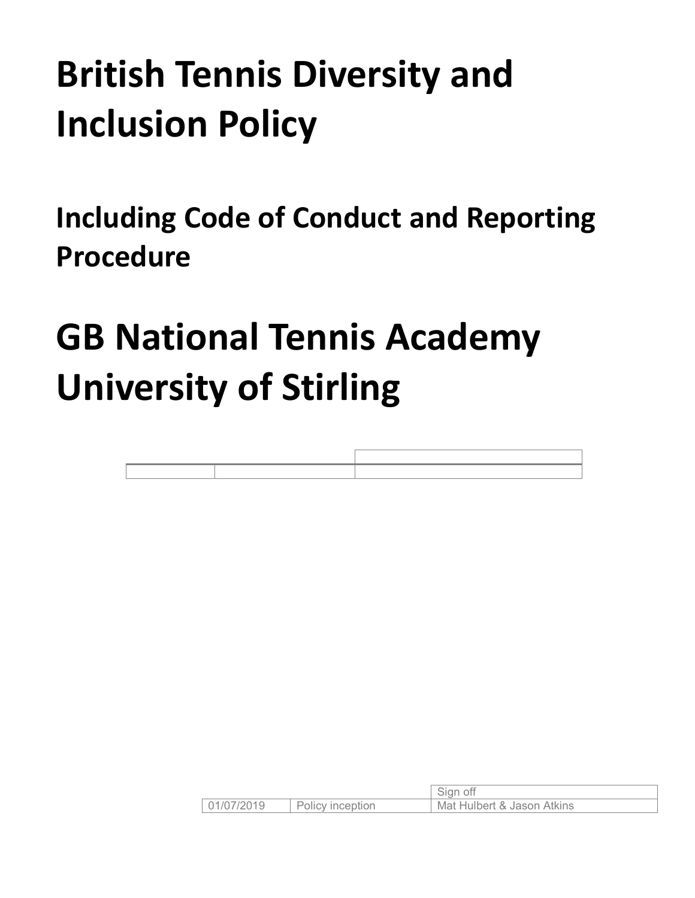# British Tennis Diversity and Inclusion Policy

## Including Code of Conduct and Reporting Procedure

# GB National Tennis Academy University of Stirling

| | | Sign off |
|---|---|---|
| 01/07/2019 | Policy inception | Mat Hulbert & Jason Atkins |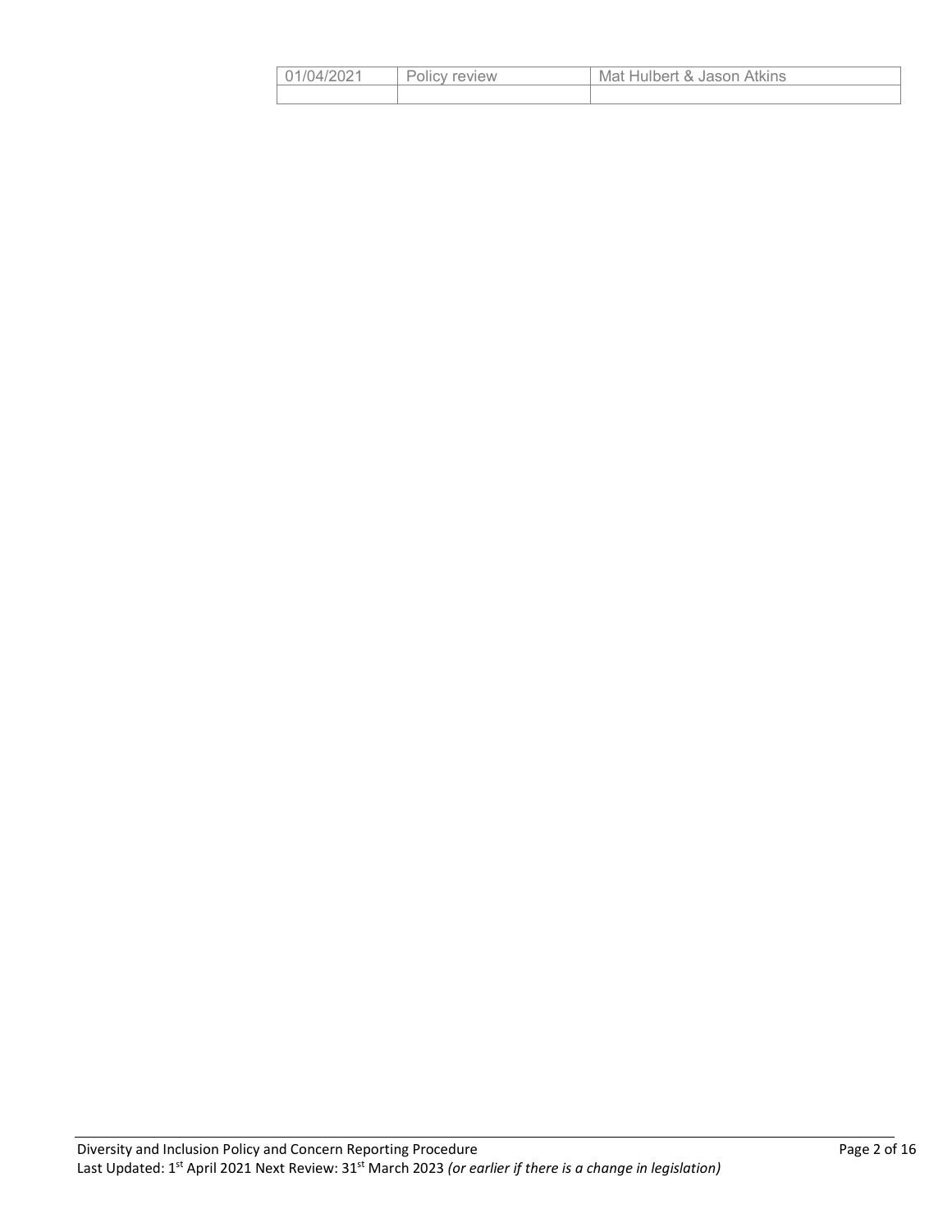| 01/04/2021 | Policy review | Mat Hulbert & Jason Atkins |
|---|---|---|
| | | |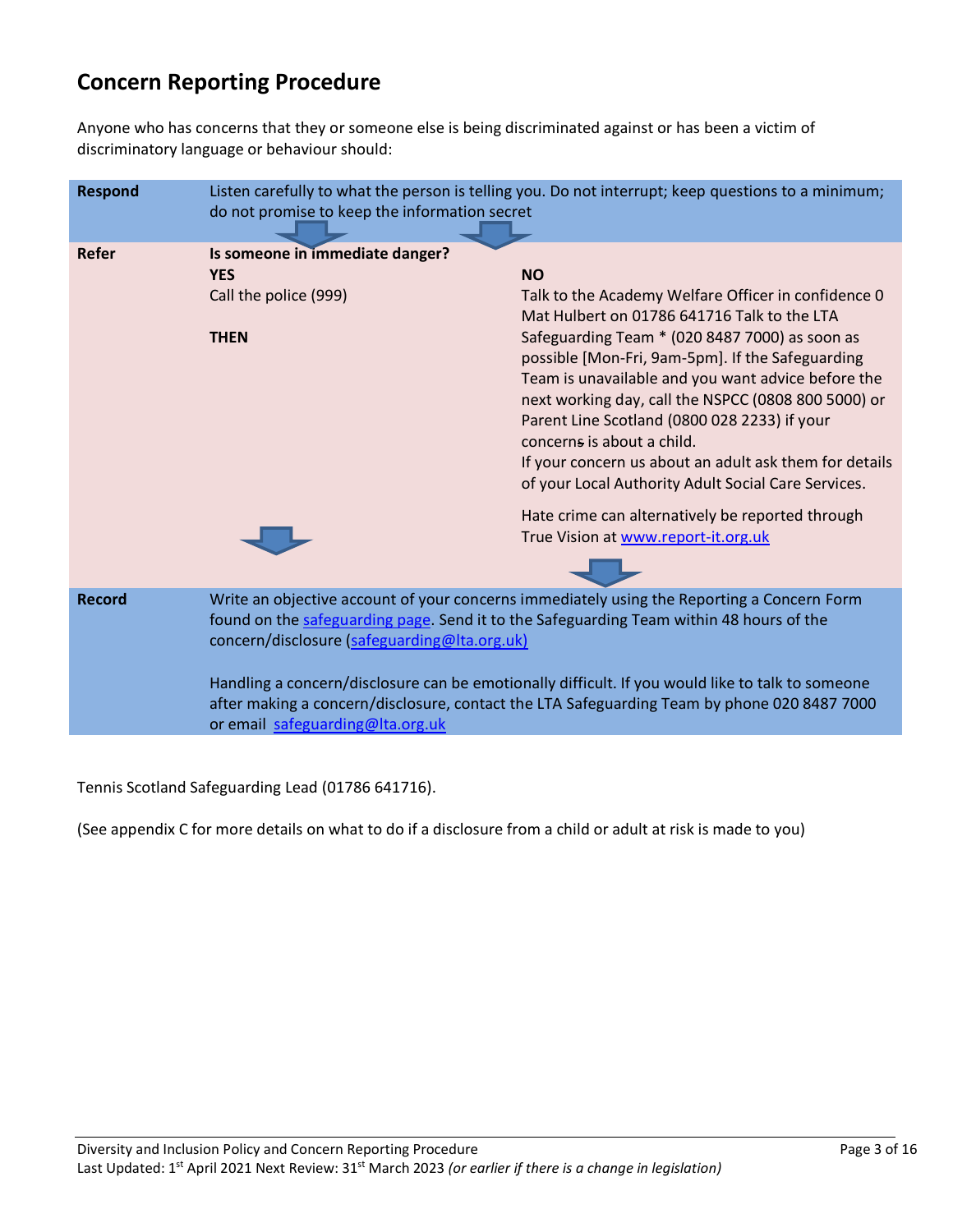## Concern Reporting Procedure

Anyone who has concerns that they or someone else is being discriminated against or has been a victim of discriminatory language or behaviour should:

| | | |
|---|---|---|
| **Respond** | Listen carefully to what the person is telling you. Do not interrupt; keep questions to a minimum; do not promise to keep the information secret | |
| **Refer** | **Is someone in immediate danger?**<br>**YES**<br>Call the police (999)<br><br>**THEN** | **NO**<br>Talk to the Academy Welfare Officer in confidence 0 Mat Hulbert on 01786 641716 Talk to the LTA Safeguarding Team * (020 8487 7000) as soon as possible [Mon-Fri, 9am-5pm]. If the Safeguarding Team is unavailable and you want advice before the next working day, call the NSPCC (0808 800 5000) or Parent Line Scotland (0800 028 2233) if your concern~~s~~ is about a child.<br>If your concern us about an adult ask them for details of your Local Authority Adult Social Care Services.<br><br>Hate crime can alternatively be reported through True Vision at www.report-it.org.uk |
| **Record** | Write an objective account of your concerns immediately using the Reporting a Concern Form found on the safeguarding page. Send it to the Safeguarding Team within 48 hours of the concern/disclosure (safeguarding@lta.org.uk)<br><br>Handling a concern/disclosure can be emotionally difficult. If you would like to talk to someone after making a concern/disclosure, contact the LTA Safeguarding Team by phone 020 8487 7000 or email safeguarding@lta.org.uk | |

Tennis Scotland Safeguarding Lead (01786 641716).

(See appendix C for more details on what to do if a disclosure from a child or adult at risk is made to you)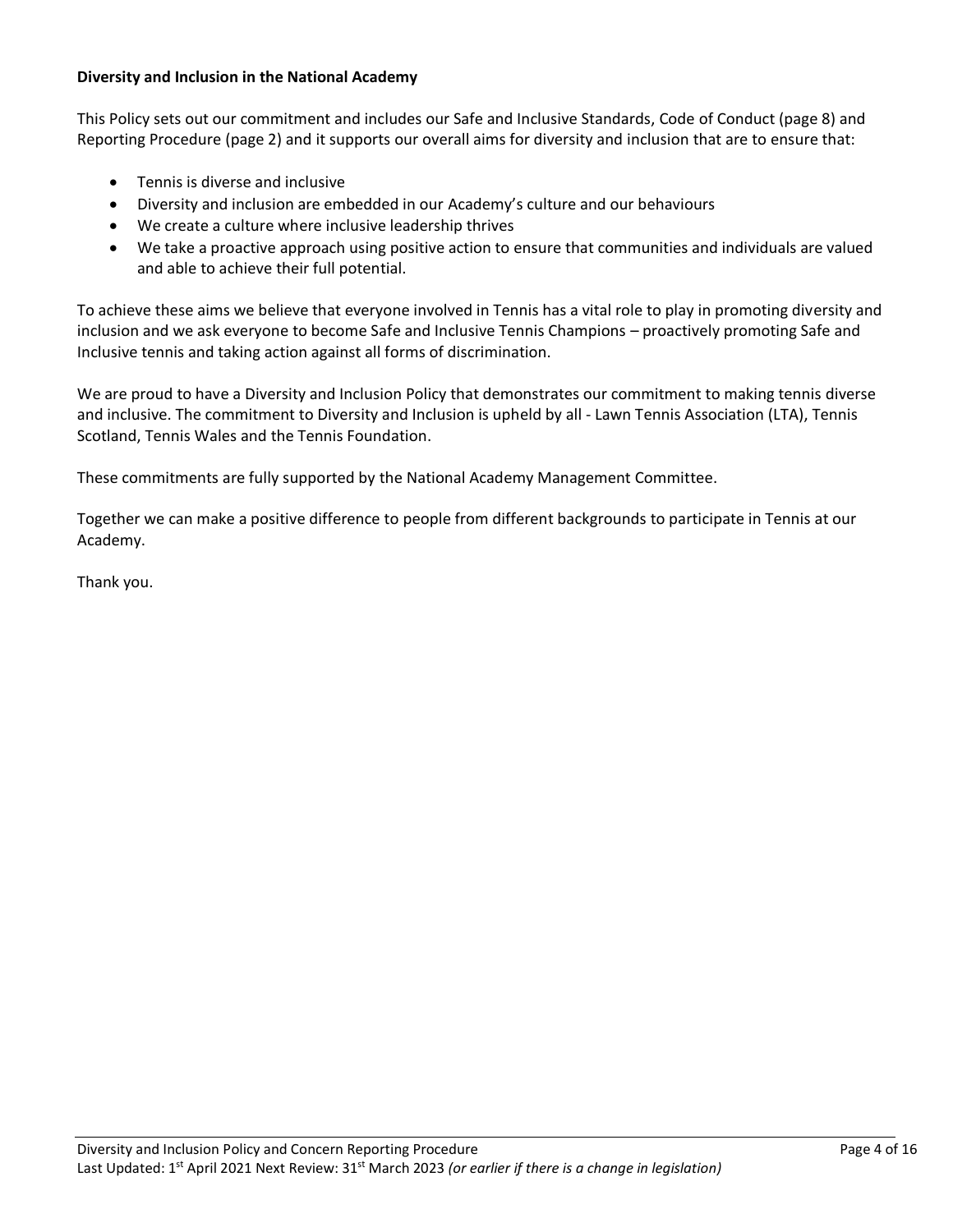**Diversity and Inclusion in the National Academy**

This Policy sets out our commitment and includes our Safe and Inclusive Standards, Code of Conduct (page 8) and Reporting Procedure (page 2) and it supports our overall aims for diversity and inclusion that are to ensure that:

- Tennis is diverse and inclusive
- Diversity and inclusion are embedded in our Academy's culture and our behaviours
- We create a culture where inclusive leadership thrives
- We take a proactive approach using positive action to ensure that communities and individuals are valued and able to achieve their full potential.

To achieve these aims we believe that everyone involved in Tennis has a vital role to play in promoting diversity and inclusion and we ask everyone to become Safe and Inclusive Tennis Champions – proactively promoting Safe and Inclusive tennis and taking action against all forms of discrimination.

We are proud to have a Diversity and Inclusion Policy that demonstrates our commitment to making tennis diverse and inclusive. The commitment to Diversity and Inclusion is upheld by all - Lawn Tennis Association (LTA), Tennis Scotland, Tennis Wales and the Tennis Foundation.

These commitments are fully supported by the National Academy Management Committee.

Together we can make a positive difference to people from different backgrounds to participate in Tennis at our Academy.

Thank you.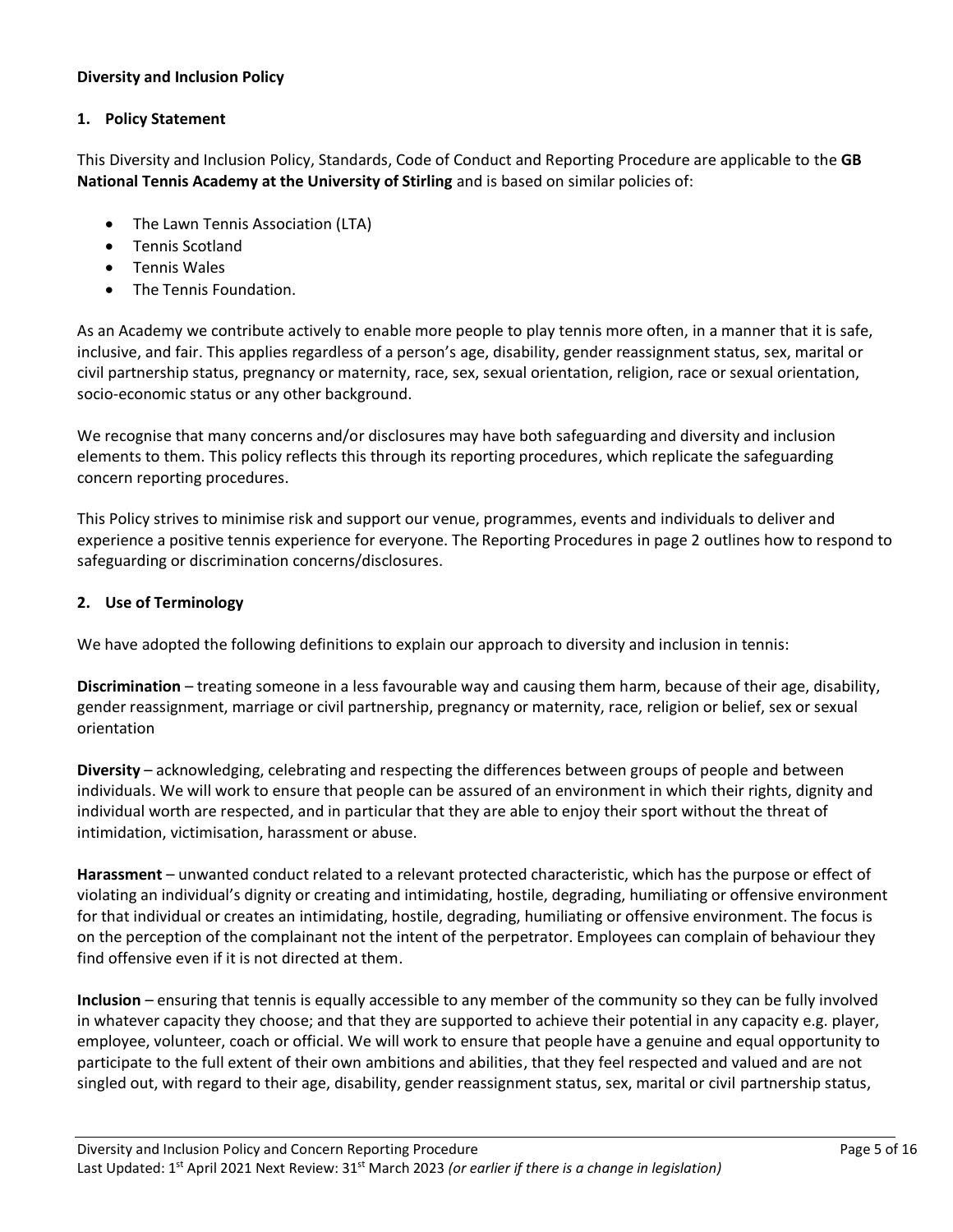**Diversity and Inclusion Policy**

## 1. Policy Statement

This Diversity and Inclusion Policy, Standards, Code of Conduct and Reporting Procedure are applicable to the **GB National Tennis Academy at the University of Stirling** and is based on similar policies of:

- The Lawn Tennis Association (LTA)
- Tennis Scotland
- Tennis Wales
- The Tennis Foundation.

As an Academy we contribute actively to enable more people to play tennis more often, in a manner that it is safe, inclusive, and fair. This applies regardless of a person's age, disability, gender reassignment status, sex, marital or civil partnership status, pregnancy or maternity, race, sex, sexual orientation, religion, race or sexual orientation, socio-economic status or any other background.

We recognise that many concerns and/or disclosures may have both safeguarding and diversity and inclusion elements to them. This policy reflects this through its reporting procedures, which replicate the safeguarding concern reporting procedures.

This Policy strives to minimise risk and support our venue, programmes, events and individuals to deliver and experience a positive tennis experience for everyone. The Reporting Procedures in page 2 outlines how to respond to safeguarding or discrimination concerns/disclosures.

## 2. Use of Terminology

We have adopted the following definitions to explain our approach to diversity and inclusion in tennis:

**Discrimination** – treating someone in a less favourable way and causing them harm, because of their age, disability, gender reassignment, marriage or civil partnership, pregnancy or maternity, race, religion or belief, sex or sexual orientation

**Diversity** – acknowledging, celebrating and respecting the differences between groups of people and between individuals. We will work to ensure that people can be assured of an environment in which their rights, dignity and individual worth are respected, and in particular that they are able to enjoy their sport without the threat of intimidation, victimisation, harassment or abuse.

**Harassment** – unwanted conduct related to a relevant protected characteristic, which has the purpose or effect of violating an individual's dignity or creating and intimidating, hostile, degrading, humiliating or offensive environment for that individual or creates an intimidating, hostile, degrading, humiliating or offensive environment. The focus is on the perception of the complainant not the intent of the perpetrator. Employees can complain of behaviour they find offensive even if it is not directed at them.

**Inclusion** – ensuring that tennis is equally accessible to any member of the community so they can be fully involved in whatever capacity they choose; and that they are supported to achieve their potential in any capacity e.g. player, employee, volunteer, coach or official. We will work to ensure that people have a genuine and equal opportunity to participate to the full extent of their own ambitions and abilities, that they feel respected and valued and are not singled out, with regard to their age, disability, gender reassignment status, sex, marital or civil partnership status,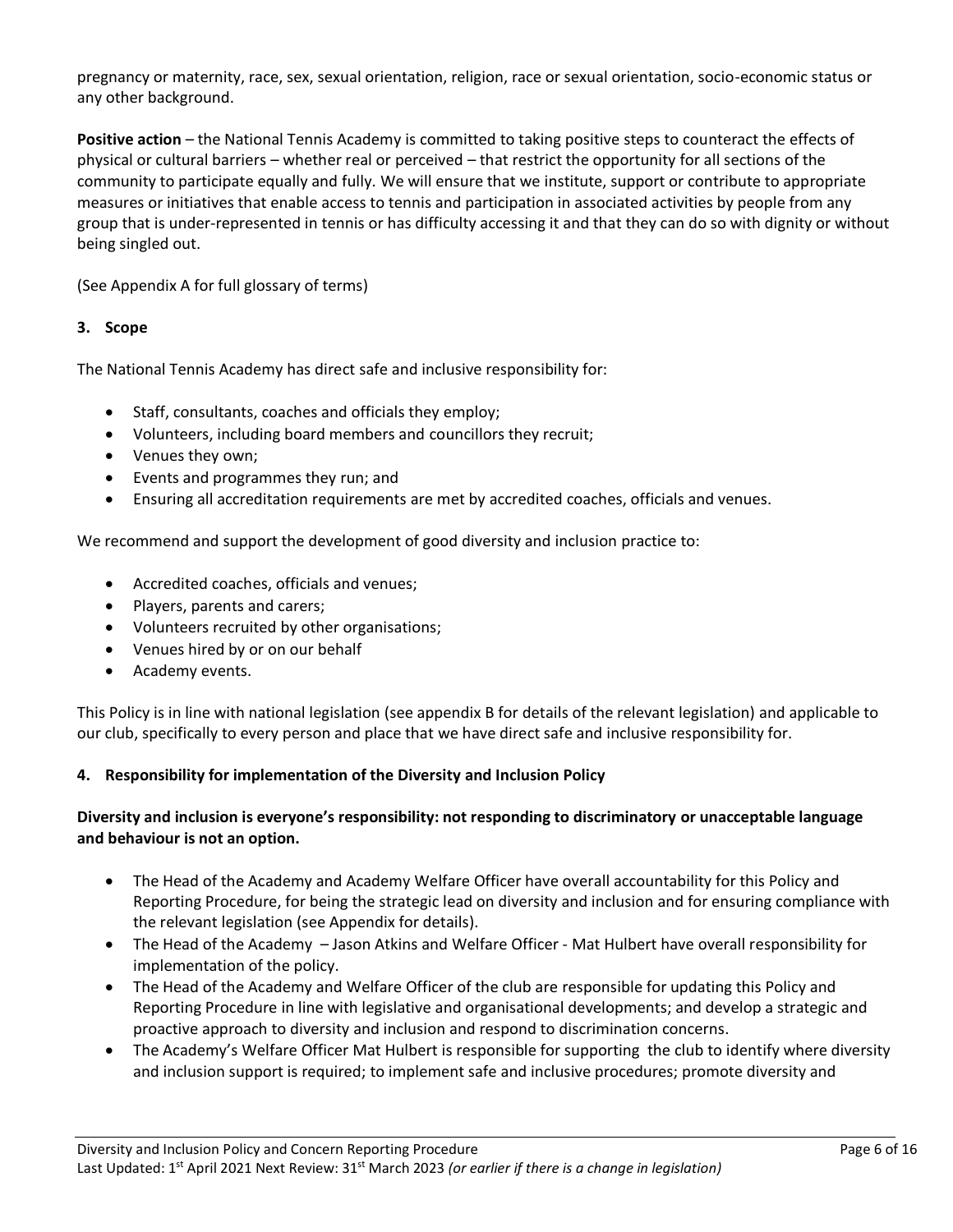pregnancy or maternity, race, sex, sexual orientation, religion, race or sexual orientation, socio-economic status or any other background.

**Positive action** – the National Tennis Academy is committed to taking positive steps to counteract the effects of physical or cultural barriers – whether real or perceived – that restrict the opportunity for all sections of the community to participate equally and fully. We will ensure that we institute, support or contribute to appropriate measures or initiatives that enable access to tennis and participation in associated activities by people from any group that is under-represented in tennis or has difficulty accessing it and that they can do so with dignity or without being singled out.

(See Appendix A for full glossary of terms)

## 3. Scope

The National Tennis Academy has direct safe and inclusive responsibility for:

- Staff, consultants, coaches and officials they employ;
- Volunteers, including board members and councillors they recruit;
- Venues they own;
- Events and programmes they run; and
- Ensuring all accreditation requirements are met by accredited coaches, officials and venues.

We recommend and support the development of good diversity and inclusion practice to:

- Accredited coaches, officials and venues;
- Players, parents and carers;
- Volunteers recruited by other organisations;
- Venues hired by or on our behalf
- Academy events.

This Policy is in line with national legislation (see appendix B for details of the relevant legislation) and applicable to our club, specifically to every person and place that we have direct safe and inclusive responsibility for.

## 4. Responsibility for implementation of the Diversity and Inclusion Policy

**Diversity and inclusion is everyone's responsibility: not responding to discriminatory or unacceptable language and behaviour is not an option.**

- The Head of the Academy and Academy Welfare Officer have overall accountability for this Policy and Reporting Procedure, for being the strategic lead on diversity and inclusion and for ensuring compliance with the relevant legislation (see Appendix for details).
- The Head of the Academy – Jason Atkins and Welfare Officer - Mat Hulbert have overall responsibility for implementation of the policy.
- The Head of the Academy and Welfare Officer of the club are responsible for updating this Policy and Reporting Procedure in line with legislative and organisational developments; and develop a strategic and proactive approach to diversity and inclusion and respond to discrimination concerns.
- The Academy's Welfare Officer Mat Hulbert is responsible for supporting the club to identify where diversity and inclusion support is required; to implement safe and inclusive procedures; promote diversity and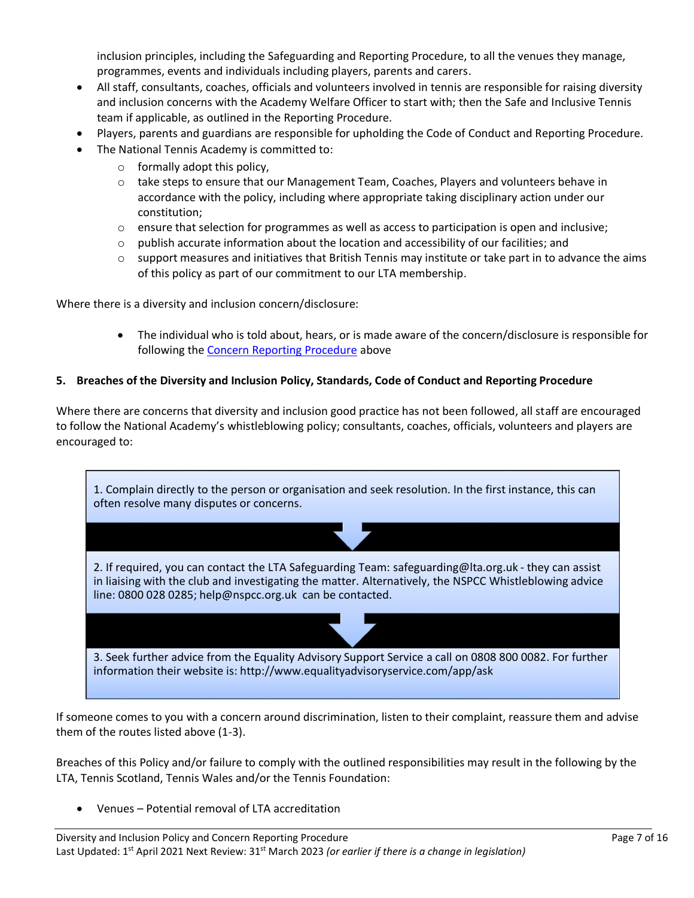inclusion principles, including the Safeguarding and Reporting Procedure, to all the venues they manage, programmes, events and individuals including players, parents and carers.

- All staff, consultants, coaches, officials and volunteers involved in tennis are responsible for raising diversity and inclusion concerns with the Academy Welfare Officer to start with; then the Safe and Inclusive Tennis team if applicable, as outlined in the Reporting Procedure.
- Players, parents and guardians are responsible for upholding the Code of Conduct and Reporting Procedure.
- The National Tennis Academy is committed to:
  - formally adopt this policy,
  - take steps to ensure that our Management Team, Coaches, Players and volunteers behave in accordance with the policy, including where appropriate taking disciplinary action under our constitution;
  - ensure that selection for programmes as well as access to participation is open and inclusive;
  - publish accurate information about the location and accessibility of our facilities; and
  - support measures and initiatives that British Tennis may institute or take part in to advance the aims of this policy as part of our commitment to our LTA membership.

Where there is a diversity and inclusion concern/disclosure:

- The individual who is told about, hears, or is made aware of the concern/disclosure is responsible for following the Concern Reporting Procedure above

## 5. Breaches of the Diversity and Inclusion Policy, Standards, Code of Conduct and Reporting Procedure

Where there are concerns that diversity and inclusion good practice has not been followed, all staff are encouraged to follow the National Academy's whistleblowing policy; consultants, coaches, officials, volunteers and players are encouraged to:

1. Complain directly to the person or organisation and seek resolution. In the first instance, this can often resolve many disputes or concerns.

↓

2. If required, you can contact the LTA Safeguarding Team: safeguarding@lta.org.uk - they can assist in liaising with the club and investigating the matter. Alternatively, the NSPCC Whistleblowing advice line: 0800 028 0285; help@nspcc.org.uk can be contacted.

↓

3. Seek further advice from the Equality Advisory Support Service a call on 0808 800 0082. For further information their website is: http://www.equalityadvisoryservice.com/app/ask

If someone comes to you with a concern around discrimination, listen to their complaint, reassure them and advise them of the routes listed above (1-3).

Breaches of this Policy and/or failure to comply with the outlined responsibilities may result in the following by the LTA, Tennis Scotland, Tennis Wales and/or the Tennis Foundation:

- Venues – Potential removal of LTA accreditation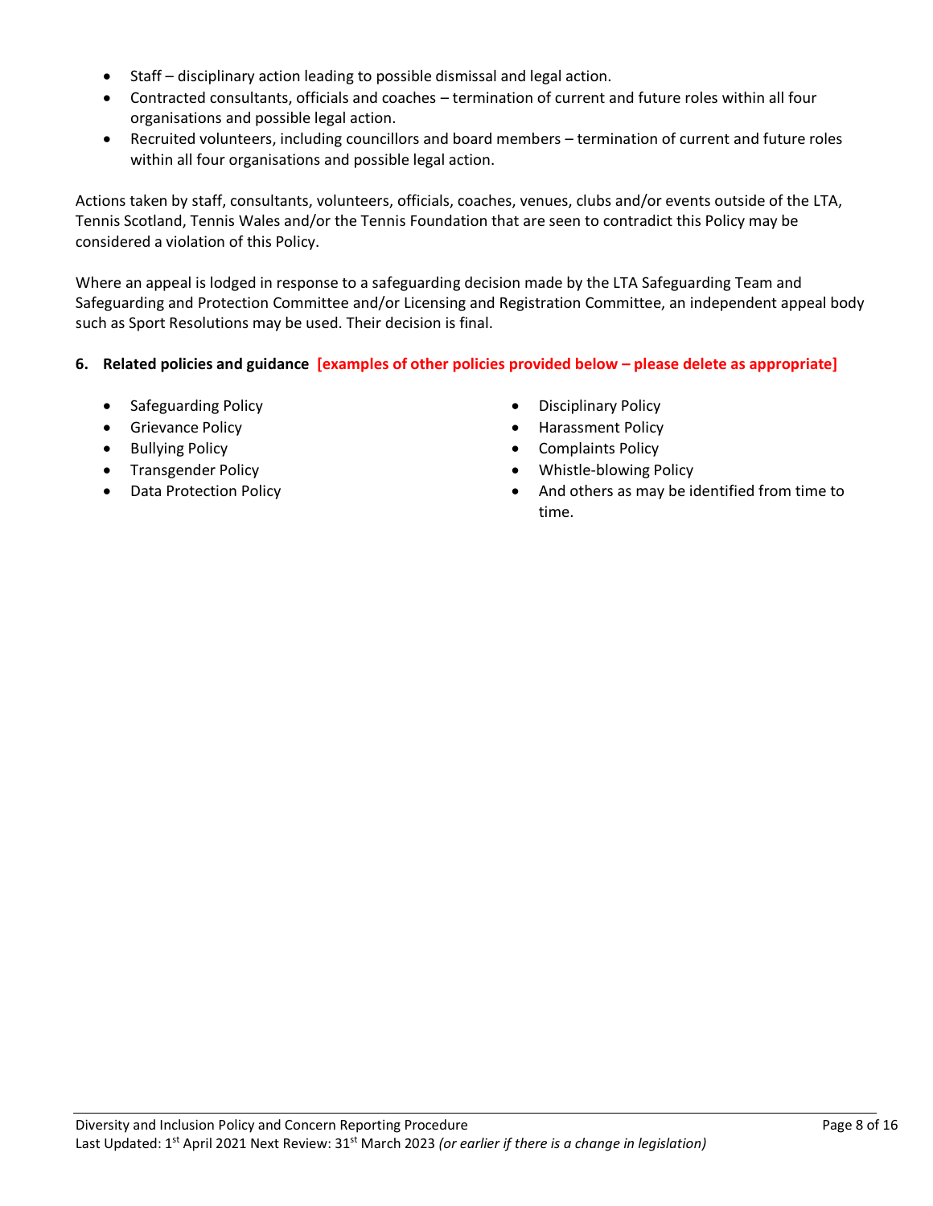- Staff – disciplinary action leading to possible dismissal and legal action.
- Contracted consultants, officials and coaches – termination of current and future roles within all four organisations and possible legal action.
- Recruited volunteers, including councillors and board members – termination of current and future roles within all four organisations and possible legal action.

Actions taken by staff, consultants, volunteers, officials, coaches, venues, clubs and/or events outside of the LTA, Tennis Scotland, Tennis Wales and/or the Tennis Foundation that are seen to contradict this Policy may be considered a violation of this Policy.

Where an appeal is lodged in response to a safeguarding decision made by the LTA Safeguarding Team and Safeguarding and Protection Committee and/or Licensing and Registration Committee, an independent appeal body such as Sport Resolutions may be used. Their decision is final.

## 6. Related policies and guidance [examples of other policies provided below – please delete as appropriate]

- Safeguarding Policy
- Grievance Policy
- Bullying Policy
- Transgender Policy
- Data Protection Policy
- Disciplinary Policy
- Harassment Policy
- Complaints Policy
- Whistle-blowing Policy
- And others as may be identified from time to time.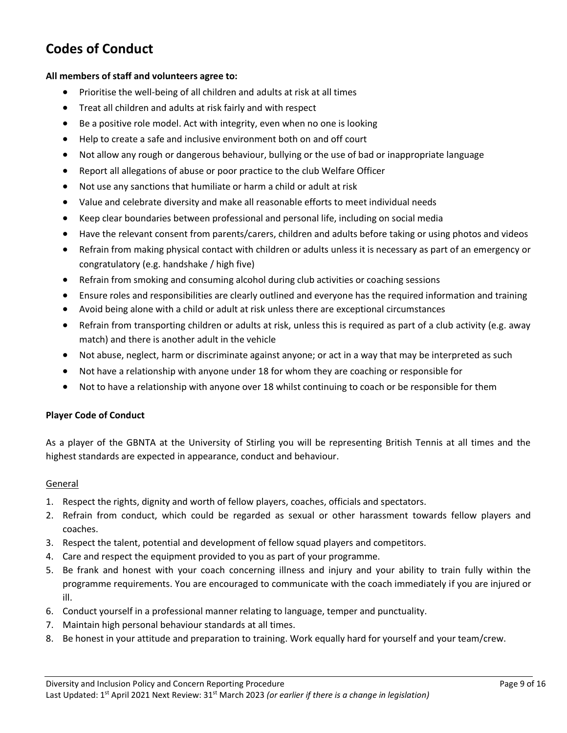# Codes of Conduct

**All members of staff and volunteers agree to:**

- Prioritise the well-being of all children and adults at risk at all times
- Treat all children and adults at risk fairly and with respect
- Be a positive role model. Act with integrity, even when no one is looking
- Help to create a safe and inclusive environment both on and off court
- Not allow any rough or dangerous behaviour, bullying or the use of bad or inappropriate language
- Report all allegations of abuse or poor practice to the club Welfare Officer
- Not use any sanctions that humiliate or harm a child or adult at risk
- Value and celebrate diversity and make all reasonable efforts to meet individual needs
- Keep clear boundaries between professional and personal life, including on social media
- Have the relevant consent from parents/carers, children and adults before taking or using photos and videos
- Refrain from making physical contact with children or adults unless it is necessary as part of an emergency or congratulatory (e.g. handshake / high five)
- Refrain from smoking and consuming alcohol during club activities or coaching sessions
- Ensure roles and responsibilities are clearly outlined and everyone has the required information and training
- Avoid being alone with a child or adult at risk unless there are exceptional circumstances
- Refrain from transporting children or adults at risk, unless this is required as part of a club activity (e.g. away match) and there is another adult in the vehicle
- Not abuse, neglect, harm or discriminate against anyone; or act in a way that may be interpreted as such
- Not have a relationship with anyone under 18 for whom they are coaching or responsible for
- Not to have a relationship with anyone over 18 whilst continuing to coach or be responsible for them

**Player Code of Conduct**

As a player of the GBNTA at the University of Stirling you will be representing British Tennis at all times and the highest standards are expected in appearance, conduct and behaviour.

General

1. Respect the rights, dignity and worth of fellow players, coaches, officials and spectators.
2. Refrain from conduct, which could be regarded as sexual or other harassment towards fellow players and coaches.
3. Respect the talent, potential and development of fellow squad players and competitors.
4. Care and respect the equipment provided to you as part of your programme.
5. Be frank and honest with your coach concerning illness and injury and your ability to train fully within the programme requirements. You are encouraged to communicate with the coach immediately if you are injured or ill.
6. Conduct yourself in a professional manner relating to language, temper and punctuality.
7. Maintain high personal behaviour standards at all times.
8. Be honest in your attitude and preparation to training. Work equally hard for yourself and your team/crew.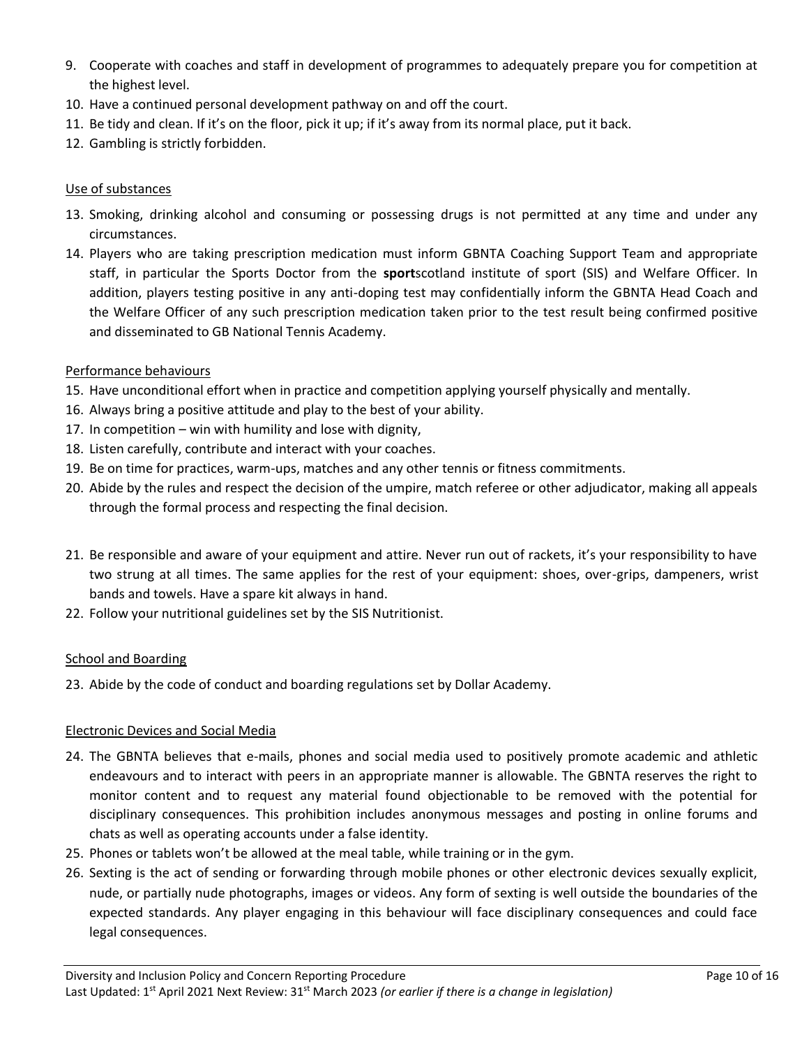9. Cooperate with coaches and staff in development of programmes to adequately prepare you for competition at the highest level.
10. Have a continued personal development pathway on and off the court.
11. Be tidy and clean. If it's on the floor, pick it up; if it's away from its normal place, put it back.
12. Gambling is strictly forbidden.

Use of substances

13. Smoking, drinking alcohol and consuming or possessing drugs is not permitted at any time and under any circumstances.
14. Players who are taking prescription medication must inform GBNTA Coaching Support Team and appropriate staff, in particular the Sports Doctor from the **sport**scotland institute of sport (SIS) and Welfare Officer. In addition, players testing positive in any anti-doping test may confidentially inform the GBNTA Head Coach and the Welfare Officer of any such prescription medication taken prior to the test result being confirmed positive and disseminated to GB National Tennis Academy.

Performance behaviours

15. Have unconditional effort when in practice and competition applying yourself physically and mentally.
16. Always bring a positive attitude and play to the best of your ability.
17. In competition – win with humility and lose with dignity,
18. Listen carefully, contribute and interact with your coaches.
19. Be on time for practices, warm-ups, matches and any other tennis or fitness commitments.
20. Abide by the rules and respect the decision of the umpire, match referee or other adjudicator, making all appeals through the formal process and respecting the final decision.
21. Be responsible and aware of your equipment and attire. Never run out of rackets, it's your responsibility to have two strung at all times. The same applies for the rest of your equipment: shoes, over-grips, dampeners, wrist bands and towels. Have a spare kit always in hand.
22. Follow your nutritional guidelines set by the SIS Nutritionist.

School and Boarding

23. Abide by the code of conduct and boarding regulations set by Dollar Academy.

Electronic Devices and Social Media

24. The GBNTA believes that e-mails, phones and social media used to positively promote academic and athletic endeavours and to interact with peers in an appropriate manner is allowable. The GBNTA reserves the right to monitor content and to request any material found objectionable to be removed with the potential for disciplinary consequences. This prohibition includes anonymous messages and posting in online forums and chats as well as operating accounts under a false identity.
25. Phones or tablets won't be allowed at the meal table, while training or in the gym.
26. Sexting is the act of sending or forwarding through mobile phones or other electronic devices sexually explicit, nude, or partially nude photographs, images or videos. Any form of sexting is well outside the boundaries of the expected standards. Any player engaging in this behaviour will face disciplinary consequences and could face legal consequences.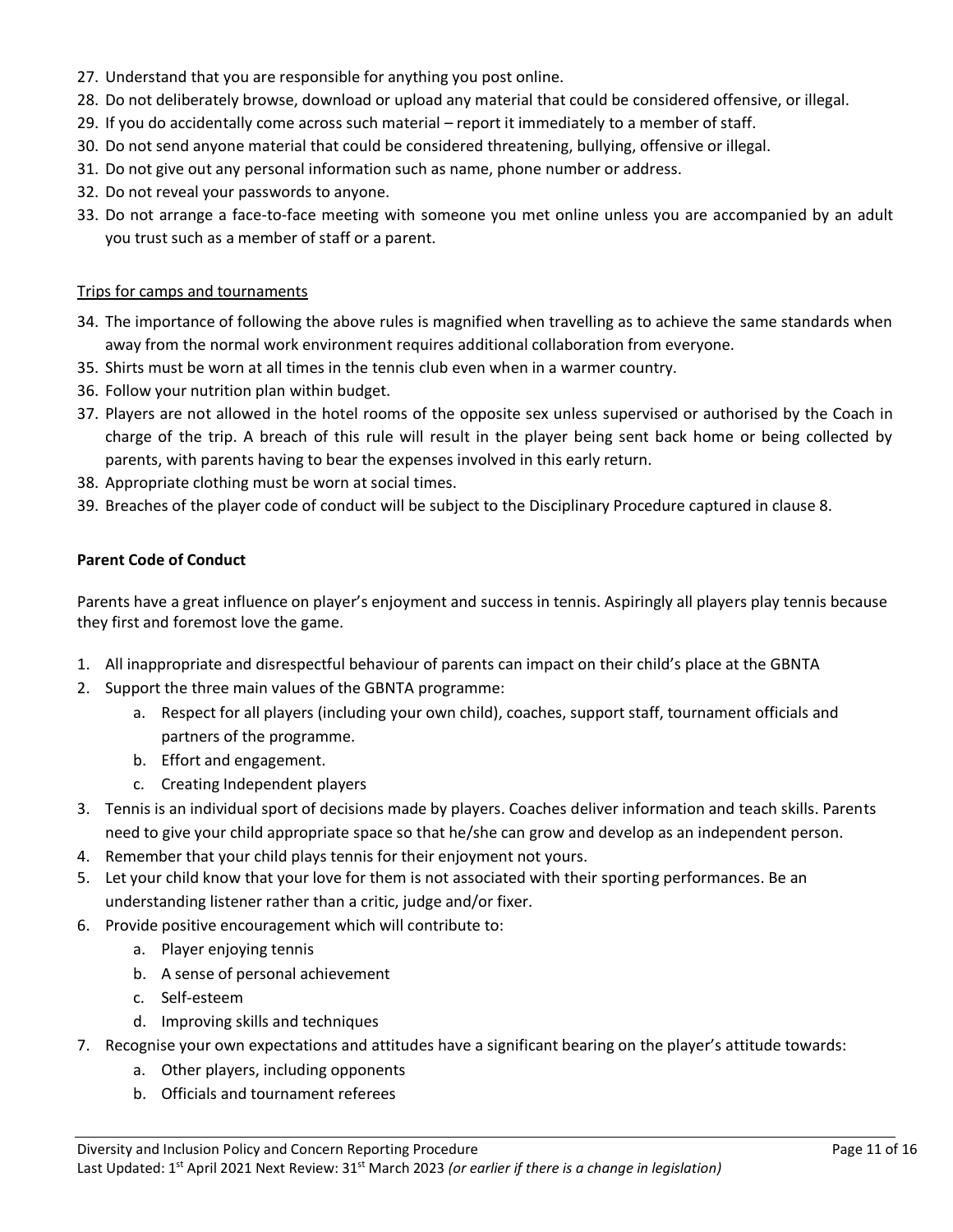27. Understand that you are responsible for anything you post online.
28. Do not deliberately browse, download or upload any material that could be considered offensive, or illegal.
29. If you do accidentally come across such material – report it immediately to a member of staff.
30. Do not send anyone material that could be considered threatening, bullying, offensive or illegal.
31. Do not give out any personal information such as name, phone number or address.
32. Do not reveal your passwords to anyone.
33. Do not arrange a face-to-face meeting with someone you met online unless you are accompanied by an adult you trust such as a member of staff or a parent.

<u>Trips for camps and tournaments</u>

34. The importance of following the above rules is magnified when travelling as to achieve the same standards when away from the normal work environment requires additional collaboration from everyone.
35. Shirts must be worn at all times in the tennis club even when in a warmer country.
36. Follow your nutrition plan within budget.
37. Players are not allowed in the hotel rooms of the opposite sex unless supervised or authorised by the Coach in charge of the trip. A breach of this rule will result in the player being sent back home or being collected by parents, with parents having to bear the expenses involved in this early return.
38. Appropriate clothing must be worn at social times.
39. Breaches of the player code of conduct will be subject to the Disciplinary Procedure captured in clause 8.

**Parent Code of Conduct**

Parents have a great influence on player's enjoyment and success in tennis. Aspiringly all players play tennis because they first and foremost love the game.

1. All inappropriate and disrespectful behaviour of parents can impact on their child's place at the GBNTA
2. Support the three main values of the GBNTA programme:
    a. Respect for all players (including your own child), coaches, support staff, tournament officials and partners of the programme.
    b. Effort and engagement.
    c. Creating Independent players
3. Tennis is an individual sport of decisions made by players. Coaches deliver information and teach skills. Parents need to give your child appropriate space so that he/she can grow and develop as an independent person.
4. Remember that your child plays tennis for their enjoyment not yours.
5. Let your child know that your love for them is not associated with their sporting performances. Be an understanding listener rather than a critic, judge and/or fixer.
6. Provide positive encouragement which will contribute to:
    a. Player enjoying tennis
    b. A sense of personal achievement
    c. Self-esteem
    d. Improving skills and techniques
7. Recognise your own expectations and attitudes have a significant bearing on the player's attitude towards:
    a. Other players, including opponents
    b. Officials and tournament referees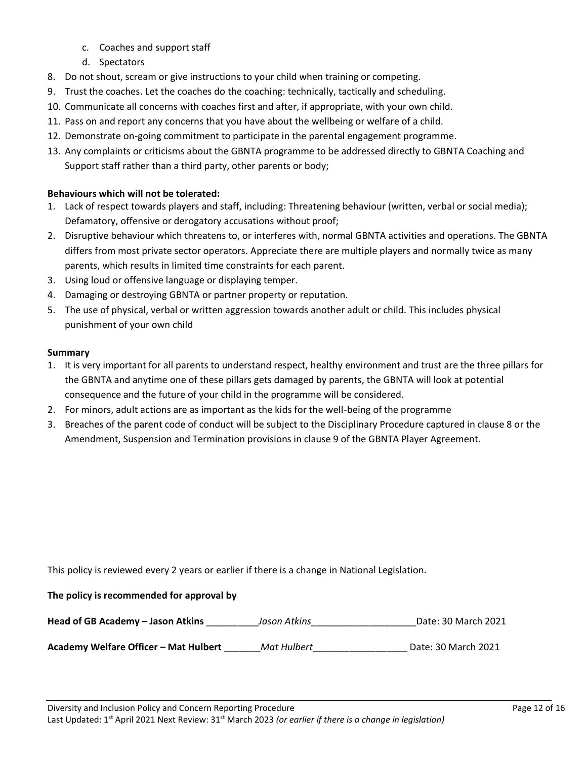c. Coaches and support staff
   d. Spectators
8. Do not shout, scream or give instructions to your child when training or competing.
9. Trust the coaches. Let the coaches do the coaching: technically, tactically and scheduling.
10. Communicate all concerns with coaches first and after, if appropriate, with your own child.
11. Pass on and report any concerns that you have about the wellbeing or welfare of a child.
12. Demonstrate on-going commitment to participate in the parental engagement programme.
13. Any complaints or criticisms about the GBNTA programme to be addressed directly to GBNTA Coaching and Support staff rather than a third party, other parents or body;

**Behaviours which will not be tolerated:**

1. Lack of respect towards players and staff, including: Threatening behaviour (written, verbal or social media); Defamatory, offensive or derogatory accusations without proof;
2. Disruptive behaviour which threatens to, or interferes with, normal GBNTA activities and operations. The GBNTA differs from most private sector operators. Appreciate there are multiple players and normally twice as many parents, which results in limited time constraints for each parent.
3. Using loud or offensive language or displaying temper.
4. Damaging or destroying GBNTA or partner property or reputation.
5. The use of physical, verbal or written aggression towards another adult or child. This includes physical punishment of your own child

**Summary**

1. It is very important for all parents to understand respect, healthy environment and trust are the three pillars for the GBNTA and anytime one of these pillars gets damaged by parents, the GBNTA will look at potential consequence and the future of your child in the programme will be considered.
2. For minors, adult actions are as important as the kids for the well-being of the programme
3. Breaches of the parent code of conduct will be subject to the Disciplinary Procedure captured in clause 8 or the Amendment, Suspension and Termination provisions in clause 9 of the GBNTA Player Agreement.

This policy is reviewed every 2 years or earlier if there is a change in National Legislation.

**The policy is recommended for approval by**

**Head of GB Academy – Jason Atkins** __________*Jason Atkins*____________________Date: 30 March 2021

**Academy Welfare Officer – Mat Hulbert** _______*Mat Hulbert*__________________ Date: 30 March 2021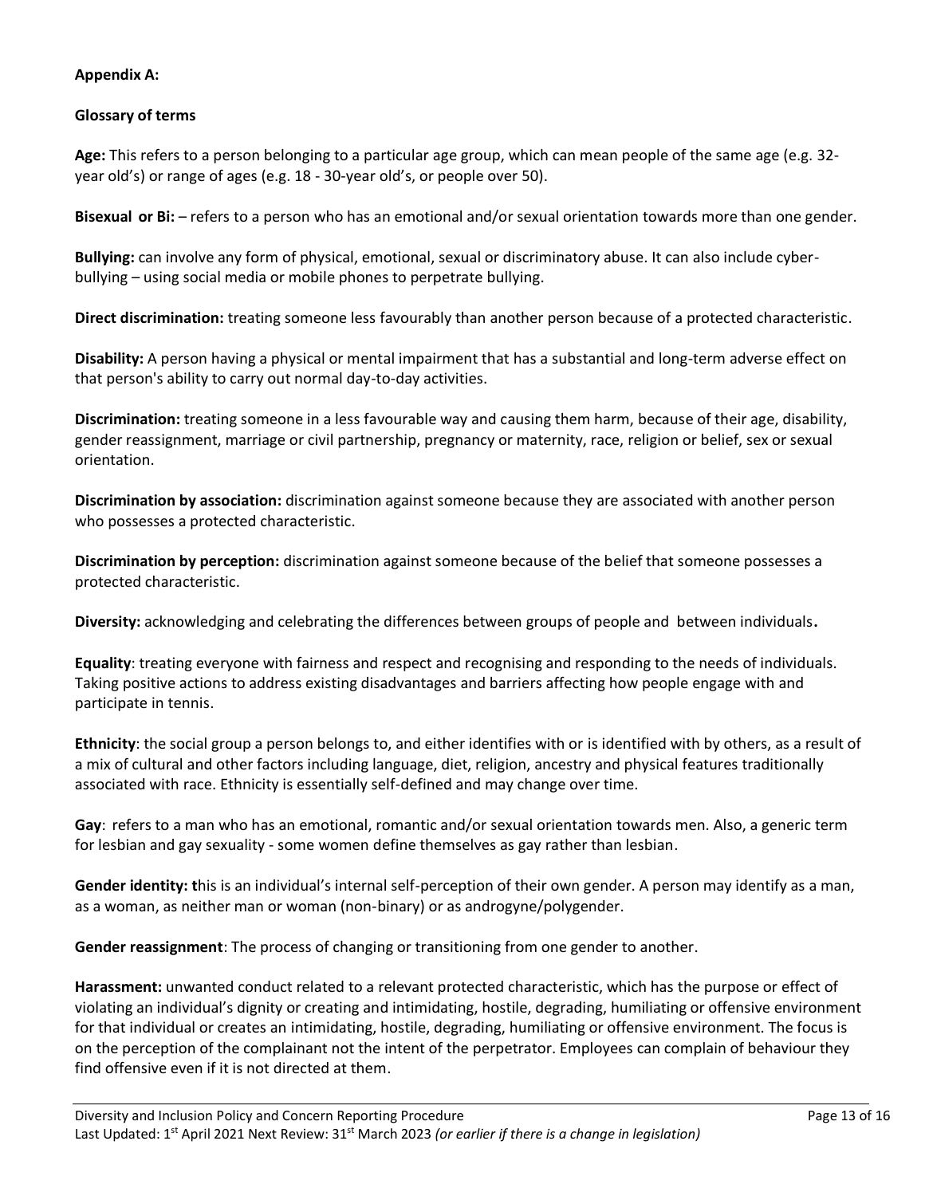**Appendix A:**

**Glossary of terms**

**Age:** This refers to a person belonging to a particular age group, which can mean people of the same age (e.g. 32-year old's) or range of ages (e.g. 18 - 30-year old's, or people over 50).

**Bisexual or Bi:** – refers to a person who has an emotional and/or sexual orientation towards more than one gender.

**Bullying:** can involve any form of physical, emotional, sexual or discriminatory abuse. It can also include cyber-bullying – using social media or mobile phones to perpetrate bullying.

**Direct discrimination:** treating someone less favourably than another person because of a protected characteristic.

**Disability:** A person having a physical or mental impairment that has a substantial and long-term adverse effect on that person's ability to carry out normal day-to-day activities.

**Discrimination:** treating someone in a less favourable way and causing them harm, because of their age, disability, gender reassignment, marriage or civil partnership, pregnancy or maternity, race, religion or belief, sex or sexual orientation.

**Discrimination by association:** discrimination against someone because they are associated with another person who possesses a protected characteristic.

**Discrimination by perception:** discrimination against someone because of the belief that someone possesses a protected characteristic.

**Diversity:** acknowledging and celebrating the differences between groups of people and between individuals**.**

**Equality**: treating everyone with fairness and respect and recognising and responding to the needs of individuals. Taking positive actions to address existing disadvantages and barriers affecting how people engage with and participate in tennis.

**Ethnicity**: the social group a person belongs to, and either identifies with or is identified with by others, as a result of a mix of cultural and other factors including language, diet, religion, ancestry and physical features traditionally associated with race. Ethnicity is essentially self-defined and may change over time.

**Gay**: refers to a man who has an emotional, romantic and/or sexual orientation towards men. Also, a generic term for lesbian and gay sexuality - some women define themselves as gay rather than lesbian.

**Gender identity: t**his is an individual's internal self-perception of their own gender. A person may identify as a man, as a woman, as neither man or woman (non-binary) or as androgyne/polygender.

**Gender reassignment**: The process of changing or transitioning from one gender to another.

**Harassment:** unwanted conduct related to a relevant protected characteristic, which has the purpose or effect of violating an individual's dignity or creating and intimidating, hostile, degrading, humiliating or offensive environment for that individual or creates an intimidating, hostile, degrading, humiliating or offensive environment. The focus is on the perception of the complainant not the intent of the perpetrator. Employees can complain of behaviour they find offensive even if it is not directed at them.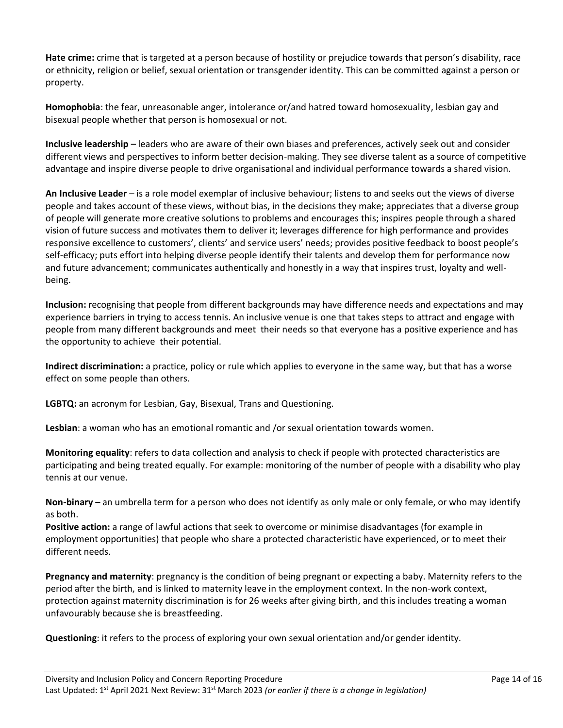**Hate crime:** crime that is targeted at a person because of hostility or prejudice towards that person's disability, race or ethnicity, religion or belief, sexual orientation or transgender identity. This can be committed against a person or property.

**Homophobia**: the fear, unreasonable anger, intolerance or/and hatred toward homosexuality, lesbian gay and bisexual people whether that person is homosexual or not.

**Inclusive leadership** – leaders who are aware of their own biases and preferences, actively seek out and consider different views and perspectives to inform better decision-making. They see diverse talent as a source of competitive advantage and inspire diverse people to drive organisational and individual performance towards a shared vision.

**An Inclusive Leader** – is a role model exemplar of inclusive behaviour; listens to and seeks out the views of diverse people and takes account of these views, without bias, in the decisions they make; appreciates that a diverse group of people will generate more creative solutions to problems and encourages this; inspires people through a shared vision of future success and motivates them to deliver it; leverages difference for high performance and provides responsive excellence to customers', clients' and service users' needs; provides positive feedback to boost people's self-efficacy; puts effort into helping diverse people identify their talents and develop them for performance now and future advancement; communicates authentically and honestly in a way that inspires trust, loyalty and well-being.

**Inclusion:** recognising that people from different backgrounds may have difference needs and expectations and may experience barriers in trying to access tennis. An inclusive venue is one that takes steps to attract and engage with people from many different backgrounds and meet their needs so that everyone has a positive experience and has the opportunity to achieve their potential.

**Indirect discrimination:** a practice, policy or rule which applies to everyone in the same way, but that has a worse effect on some people than others.

**LGBTQ:** an acronym for Lesbian, Gay, Bisexual, Trans and Questioning.

**Lesbian**: a woman who has an emotional romantic and /or sexual orientation towards women.

**Monitoring equality**: refers to data collection and analysis to check if people with protected characteristics are participating and being treated equally. For example: monitoring of the number of people with a disability who play tennis at our venue.

**Non-binary** – an umbrella term for a person who does not identify as only male or only female, or who may identify as both.

**Positive action:** a range of lawful actions that seek to overcome or minimise disadvantages (for example in employment opportunities) that people who share a protected characteristic have experienced, or to meet their different needs.

**Pregnancy and maternity**: pregnancy is the condition of being pregnant or expecting a baby. Maternity refers to the period after the birth, and is linked to maternity leave in the employment context. In the non-work context, protection against maternity discrimination is for 26 weeks after giving birth, and this includes treating a woman unfavourably because she is breastfeeding.

**Questioning**: it refers to the process of exploring your own sexual orientation and/or gender identity.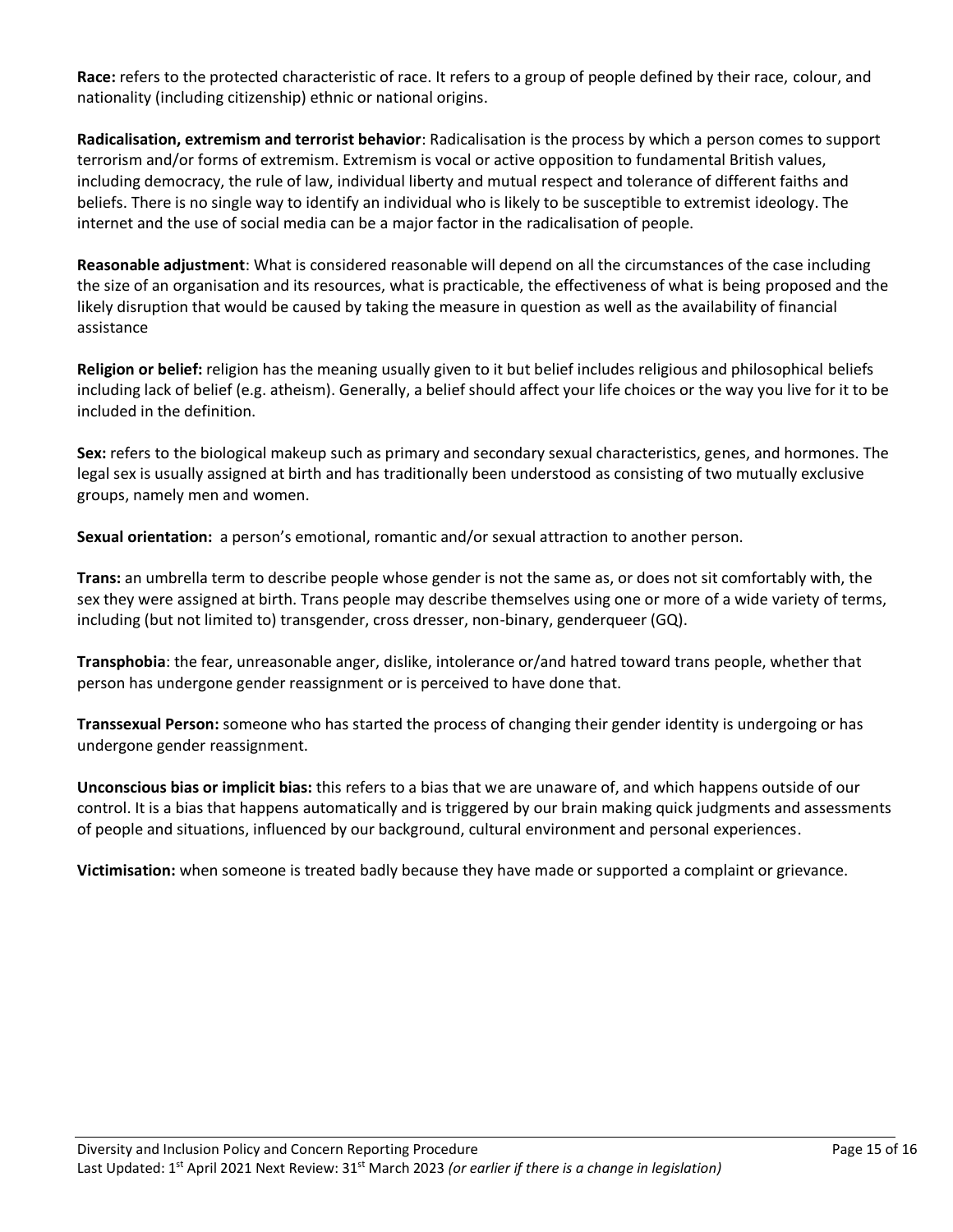**Race:** refers to the protected characteristic of race. It refers to a group of people defined by their race, colour, and nationality (including citizenship) ethnic or national origins.

**Radicalisation, extremism and terrorist behavior**: Radicalisation is the process by which a person comes to support terrorism and/or forms of extremism. Extremism is vocal or active opposition to fundamental British values, including democracy, the rule of law, individual liberty and mutual respect and tolerance of different faiths and beliefs. There is no single way to identify an individual who is likely to be susceptible to extremist ideology. The internet and the use of social media can be a major factor in the radicalisation of people.

**Reasonable adjustment**: What is considered reasonable will depend on all the circumstances of the case including the size of an organisation and its resources, what is practicable, the effectiveness of what is being proposed and the likely disruption that would be caused by taking the measure in question as well as the availability of financial assistance

**Religion or belief:** religion has the meaning usually given to it but belief includes religious and philosophical beliefs including lack of belief (e.g. atheism). Generally, a belief should affect your life choices or the way you live for it to be included in the definition.

**Sex:** refers to the biological makeup such as primary and secondary sexual characteristics, genes, and hormones. The legal sex is usually assigned at birth and has traditionally been understood as consisting of two mutually exclusive groups, namely men and women.

**Sexual orientation:** a person's emotional, romantic and/or sexual attraction to another person.

**Trans:** an umbrella term to describe people whose gender is not the same as, or does not sit comfortably with, the sex they were assigned at birth. Trans people may describe themselves using one or more of a wide variety of terms, including (but not limited to) transgender, cross dresser, non-binary, genderqueer (GQ).

**Transphobia**: the fear, unreasonable anger, dislike, intolerance or/and hatred toward trans people, whether that person has undergone gender reassignment or is perceived to have done that.

**Transsexual Person:** someone who has started the process of changing their gender identity is undergoing or has undergone gender reassignment.

**Unconscious bias or implicit bias:** this refers to a bias that we are unaware of, and which happens outside of our control. It is a bias that happens automatically and is triggered by our brain making quick judgments and assessments of people and situations, influenced by our background, cultural environment and personal experiences.

**Victimisation:** when someone is treated badly because they have made or supported a complaint or grievance.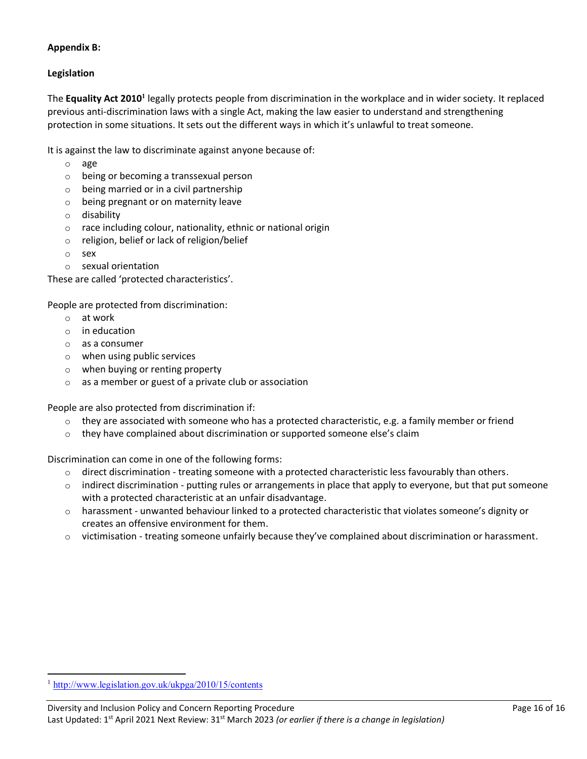**Appendix B:**

**Legislation**

The **Equality Act 2010**[1] legally protects people from discrimination in the workplace and in wider society. It replaced previous anti-discrimination laws with a single Act, making the law easier to understand and strengthening protection in some situations. It sets out the different ways in which it's unlawful to treat someone.

It is against the law to discriminate against anyone because of:

- age
- being or becoming a transsexual person
- being married or in a civil partnership
- being pregnant or on maternity leave
- disability
- race including colour, nationality, ethnic or national origin
- religion, belief or lack of religion/belief
- sex
- sexual orientation

These are called 'protected characteristics'.

People are protected from discrimination:

- at work
- in education
- as a consumer
- when using public services
- when buying or renting property
- as a member or guest of a private club or association

People are also protected from discrimination if:

- they are associated with someone who has a protected characteristic, e.g. a family member or friend
- they have complained about discrimination or supported someone else's claim

Discrimination can come in one of the following forms:

- direct discrimination - treating someone with a protected characteristic less favourably than others.
- indirect discrimination - putting rules or arrangements in place that apply to everyone, but that put someone with a protected characteristic at an unfair disadvantage.
- harassment - unwanted behaviour linked to a protected characteristic that violates someone's dignity or creates an offensive environment for them.
- victimisation - treating someone unfairly because they've complained about discrimination or harassment.

[1] http://www.legislation.gov.uk/ukpga/2010/15/contents